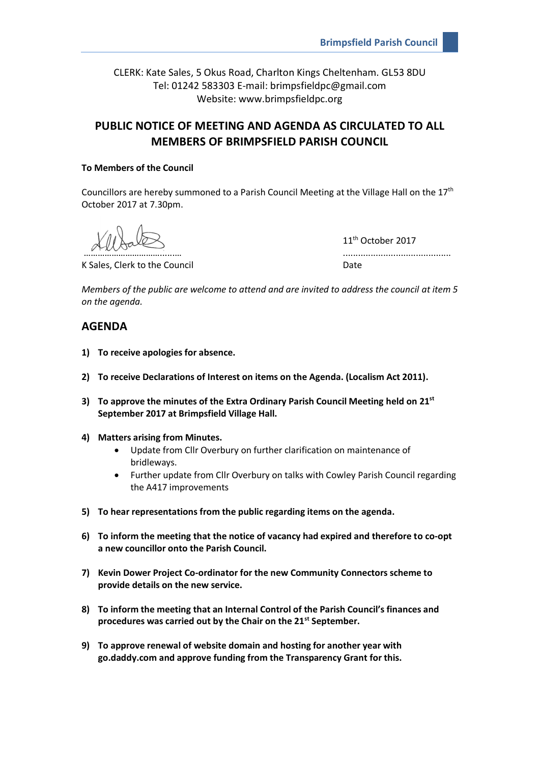CLERK: Kate Sales, 5 Okus Road, Charlton Kings Cheltenham. GL53 8DU
Tel: 01242 583303 E-mail: brimpsfieldpc@gmail.com
Website: www.brimpsfieldpc.org

# PUBLIC NOTICE OF MEETING AND AGENDA AS CIRCULATED TO ALL MEMBERS OF BRIMPSFIELD PARISH COUNCIL

**To Members of the Council**

Councillors are hereby summoned to a Parish Council Meeting at the Village Hall on the 17th October 2017 at 7.30pm.

……………………………………… 11th October 2017
K Sales, Clerk to the Council ……………………………………… Date

*Members of the public are welcome to attend and are invited to address the council at item 5 on the agenda.*

## AGENDA

1) **To receive apologies for absence.**

2) **To receive Declarations of Interest on items on the Agenda. (Localism Act 2011).**

3) **To approve the minutes of the Extra Ordinary Parish Council Meeting held on 21st September 2017 at Brimpsfield Village Hall.**

4) **Matters arising from Minutes.**
   - Update from Cllr Overbury on further clarification on maintenance of bridleways.
   - Further update from Cllr Overbury on talks with Cowley Parish Council regarding the A417 improvements

5) **To hear representations from the public regarding items on the agenda.**

6) **To inform the meeting that the notice of vacancy had expired and therefore to co-opt a new councillor onto the Parish Council.**

7) **Kevin Dower Project Co-ordinator for the new Community Connectors scheme to provide details on the new service.**

8) **To inform the meeting that an Internal Control of the Parish Council's finances and procedures was carried out by the Chair on the 21st September.**

9) **To approve renewal of website domain and hosting for another year with go.daddy.com and approve funding from the Transparency Grant for this.**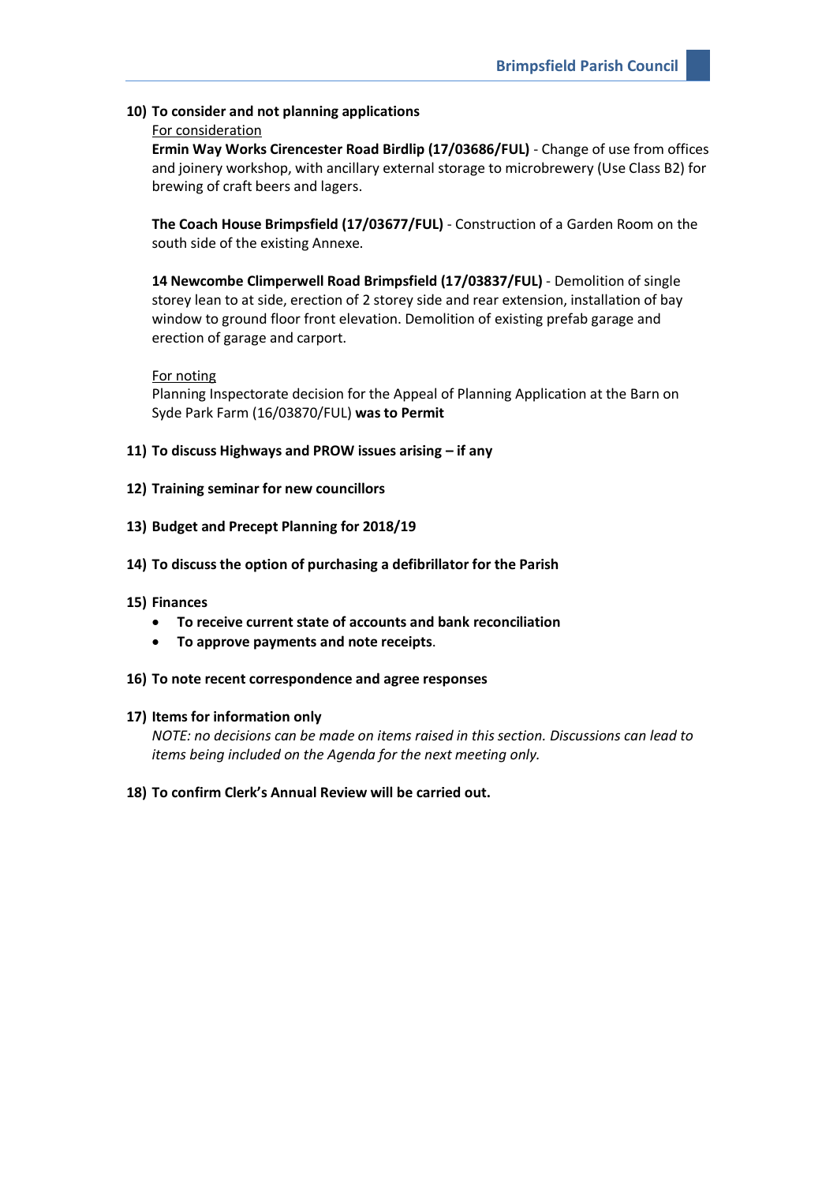**10) To consider and not planning applications**

For consideration

**Ermin Way Works Cirencester Road Birdlip (17/03686/FUL)** - Change of use from offices and joinery workshop, with ancillary external storage to microbrewery (Use Class B2) for brewing of craft beers and lagers.

**The Coach House Brimpsfield (17/03677/FUL)** - Construction of a Garden Room on the south side of the existing Annexe.

**14 Newcombe Climperwell Road Brimpsfield (17/03837/FUL)** - Demolition of single storey lean to at side, erection of 2 storey side and rear extension, installation of bay window to ground floor front elevation. Demolition of existing prefab garage and erection of garage and carport.

For noting

Planning Inspectorate decision for the Appeal of Planning Application at the Barn on Syde Park Farm (16/03870/FUL) **was to Permit**

**11) To discuss Highways and PROW issues arising – if any**

**12) Training seminar for new councillors**

**13) Budget and Precept Planning for 2018/19**

**14) To discuss the option of purchasing a defibrillator for the Parish**

**15) Finances**

- **To receive current state of accounts and bank reconciliation**
- **To approve payments and note receipts**.

**16) To note recent correspondence and agree responses**

**17) Items for information only**

*NOTE: no decisions can be made on items raised in this section. Discussions can lead to items being included on the Agenda for the next meeting only.*

**18) To confirm Clerk's Annual Review will be carried out.**